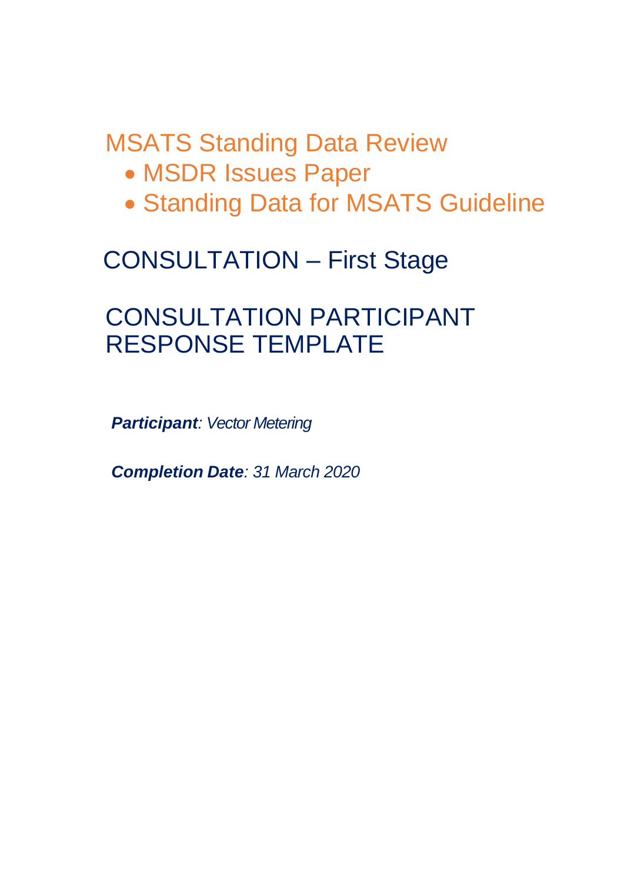# MSATS Standing Data Review

- MSDR Issues Paper
- Standing Data for MSATS Guideline

## CONSULTATION – First Stage

## CONSULTATION PARTICIPANT RESPONSE TEMPLATE

***Participant**: Vector Metering*

***Completion Date**: 31 March 2020*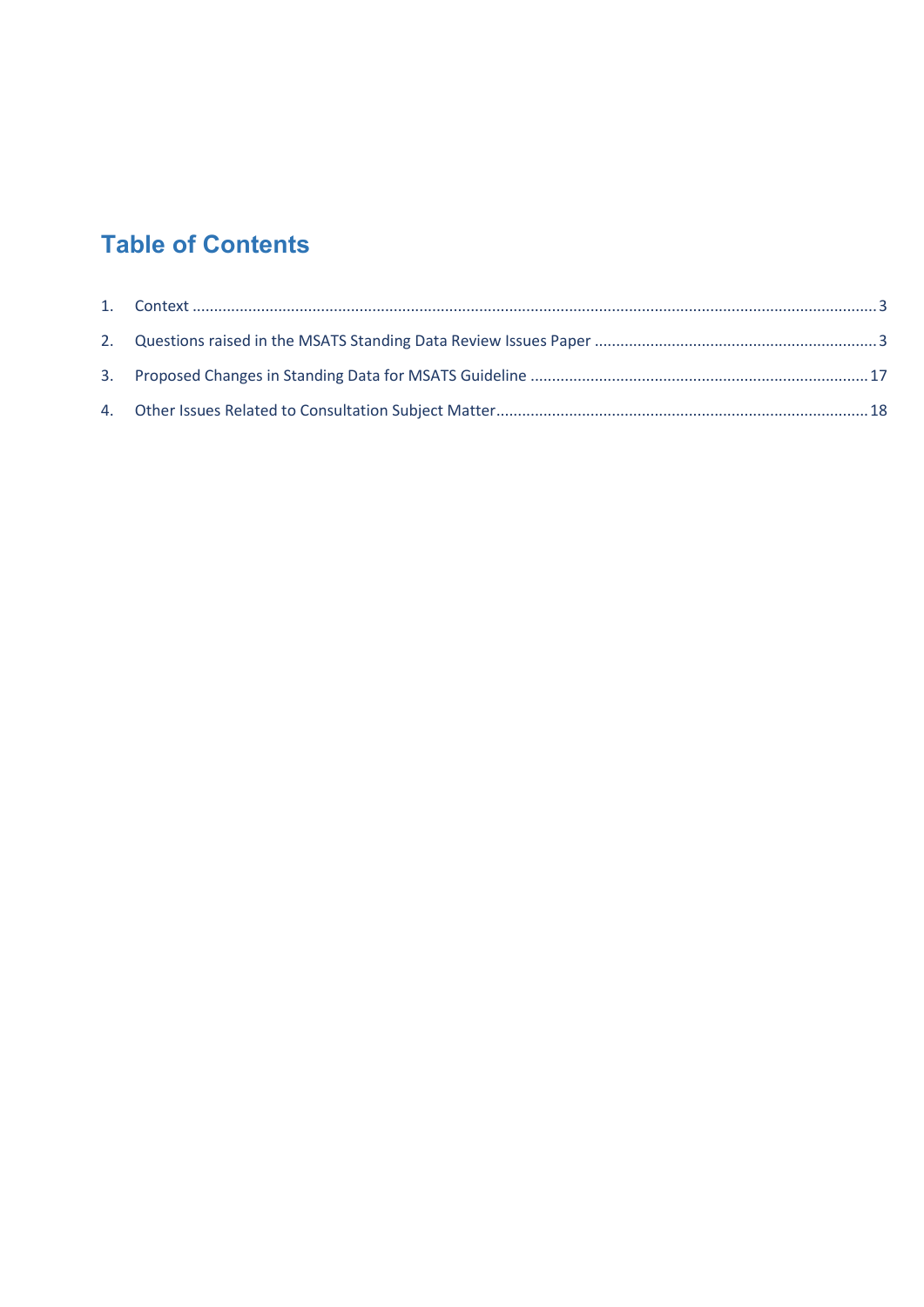# Table of Contents

1. Context ........................................................................................................................................................... 3
2. Questions raised in the MSATS Standing Data Review Issues Paper ................................................................. 3
3. Proposed Changes in Standing Data for MSATS Guideline ............................................................................. 17
4. Other Issues Related to Consultation Subject Matter ...................................................................................... 18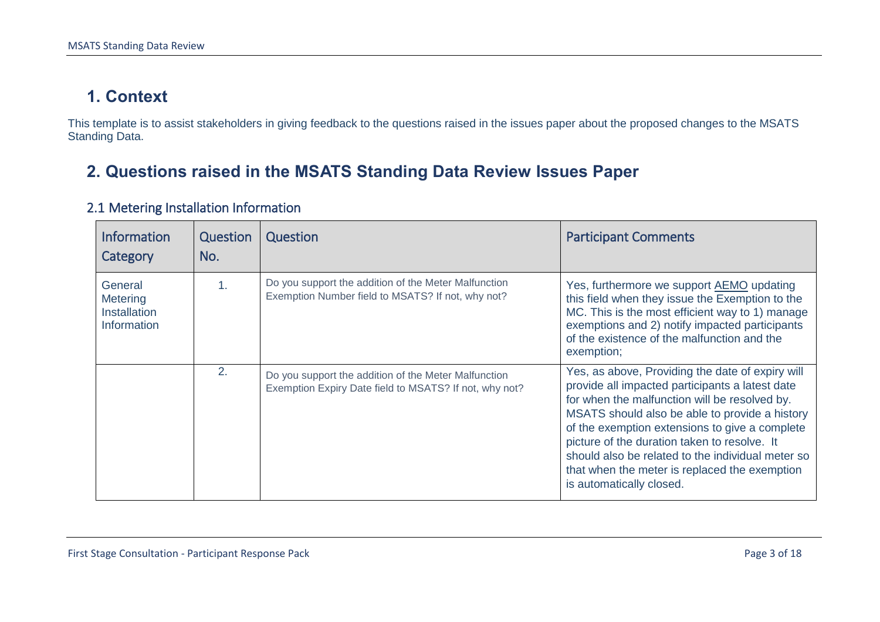# 1. Context

This template is to assist stakeholders in giving feedback to the questions raised in the issues paper about the proposed changes to the MSATS Standing Data.

# 2. Questions raised in the MSATS Standing Data Review Issues Paper

## 2.1 Metering Installation Information

| Information Category | Question No. | Question | Participant Comments |
| --- | --- | --- | --- |
| General Metering Installation Information | 1. | Do you support the addition of the Meter Malfunction Exemption Number field to MSATS? If not, why not? | Yes, furthermore we support AEMO updating this field when they issue the Exemption to the MC. This is the most efficient way to 1) manage exemptions and 2) notify impacted participants of the existence of the malfunction and the exemption; |
| | 2. | Do you support the addition of the Meter Malfunction Exemption Expiry Date field to MSATS? If not, why not? | Yes, as above, Providing the date of expiry will provide all impacted participants a latest date for when the malfunction will be resolved by. MSATS should also be able to provide a history of the exemption extensions to give a complete picture of the duration taken to resolve. It should also be related to the individual meter so that when the meter is replaced the exemption is automatically closed. |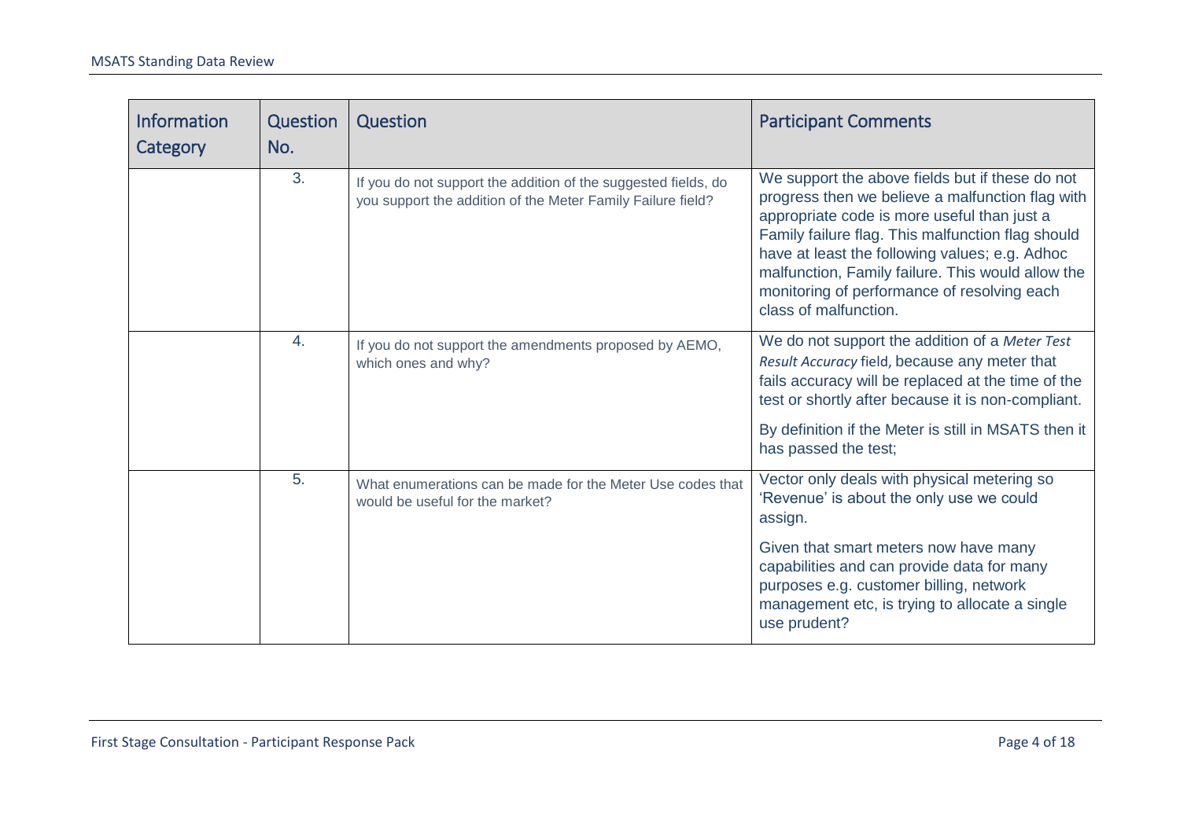| Information Category | Question No. | Question | Participant Comments |
|---|---|---|---|
| | 3. | If you do not support the addition of the suggested fields, do you support the addition of the Meter Family Failure field? | We support the above fields but if these do not progress then we believe a malfunction flag with appropriate code is more useful than just a Family failure flag. This malfunction flag should have at least the following values; e.g. Adhoc malfunction, Family failure. This would allow the monitoring of performance of resolving each class of malfunction. |
| | 4. | If you do not support the amendments proposed by AEMO, which ones and why? | We do not support the addition of a *Meter Test Result Accuracy* field, because any meter that fails accuracy will be replaced at the time of the test or shortly after because it is non-compliant.<br><br>By definition if the Meter is still in MSATS then it has passed the test; |
| | 5. | What enumerations can be made for the Meter Use codes that would be useful for the market? | Vector only deals with physical metering so 'Revenue' is about the only use we could assign.<br><br>Given that smart meters now have many capabilities and can provide data for many purposes e.g. customer billing, network management etc, is trying to allocate a single use prudent? |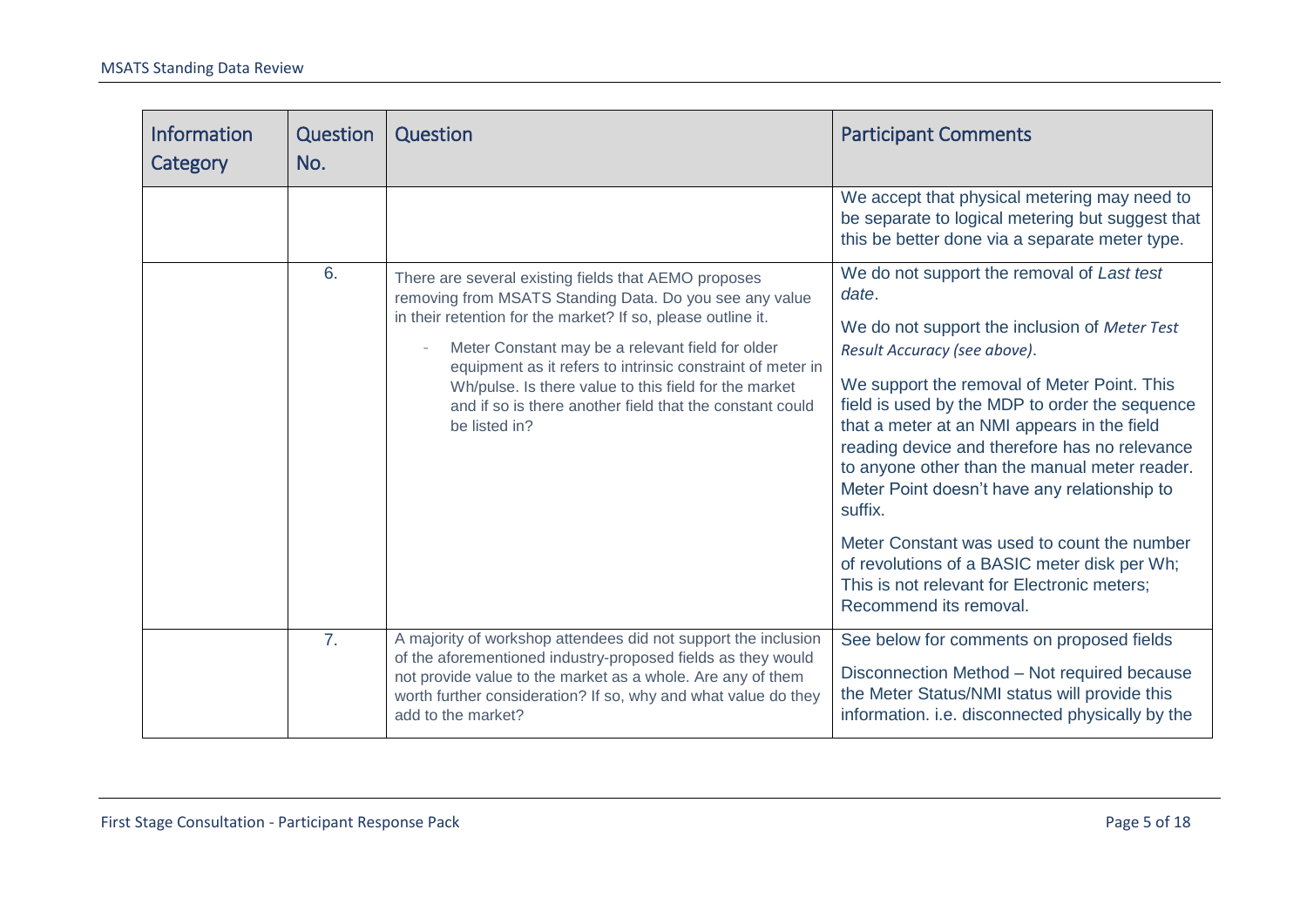| Information Category | Question No. | Question | Participant Comments |
|---|---|---|---|
| | | | We accept that physical metering may need to be separate to logical metering but suggest that this be better done via a separate meter type. |
| | 6. | There are several existing fields that AEMO proposes removing from MSATS Standing Data. Do you see any value in their retention for the market? If so, please outline it.<br>- Meter Constant may be a relevant field for older equipment as it refers to intrinsic constraint of meter in Wh/pulse. Is there value to this field for the market and if so is there another field that the constant could be listed in? | We do not support the removal of *Last test date*.<br><br>We do not support the inclusion of *Meter Test Result Accuracy (see above)*.<br><br>We support the removal of Meter Point. This field is used by the MDP to order the sequence that a meter at an NMI appears in the field reading device and therefore has no relevance to anyone other than the manual meter reader. Meter Point doesn't have any relationship to suffix.<br><br>Meter Constant was used to count the number of revolutions of a BASIC meter disk per Wh; This is not relevant for Electronic meters; Recommend its removal. |
| | 7. | A majority of workshop attendees did not support the inclusion of the aforementioned industry-proposed fields as they would not provide value to the market as a whole. Are any of them worth further consideration? If so, why and what value do they add to the market? | See below for comments on proposed fields<br><br>Disconnection Method – Not required because the Meter Status/NMI status will provide this information. i.e. disconnected physically by the |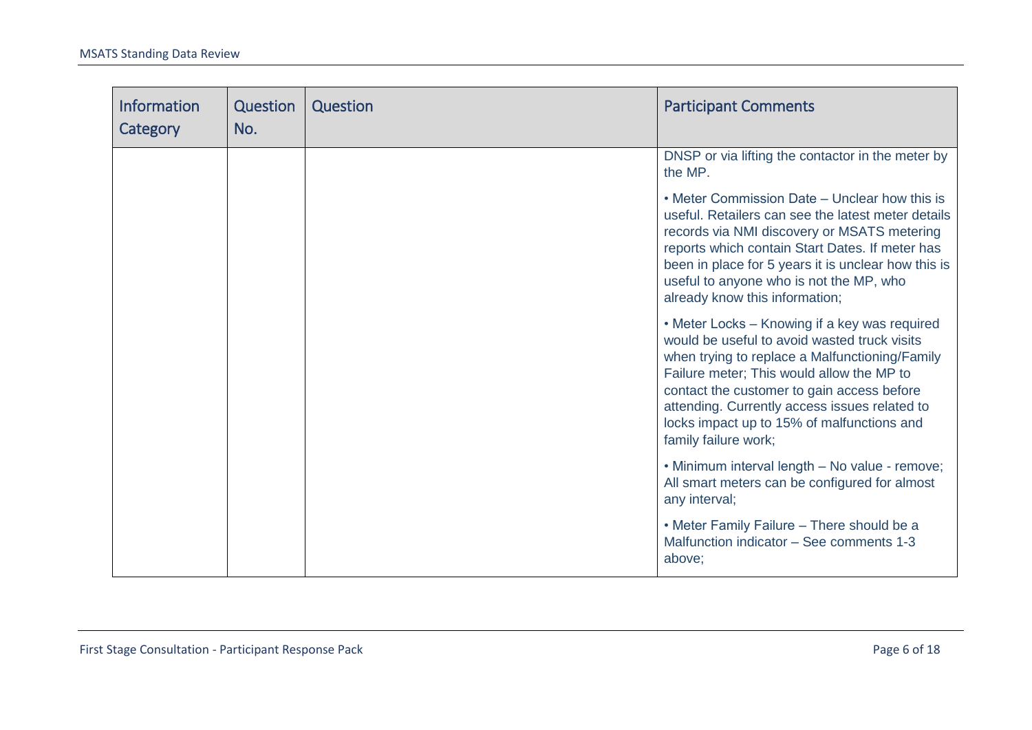| Information Category | Question No. | Question | Participant Comments |
|---|---|---|---|
| | | | DNSP or via lifting the contactor in the meter by the MP.<br><br>• Meter Commission Date – Unclear how this is useful. Retailers can see the latest meter details records via NMI discovery or MSATS metering reports which contain Start Dates. If meter has been in place for 5 years it is unclear how this is useful to anyone who is not the MP, who already know this information;<br><br>• Meter Locks – Knowing if a key was required would be useful to avoid wasted truck visits when trying to replace a Malfunctioning/Family Failure meter; This would allow the MP to contact the customer to gain access before attending. Currently access issues related to locks impact up to 15% of malfunctions and family failure work;<br><br>• Minimum interval length – No value - remove; All smart meters can be configured for almost any interval;<br><br>• Meter Family Failure – There should be a Malfunction indicator – See comments 1-3 above; |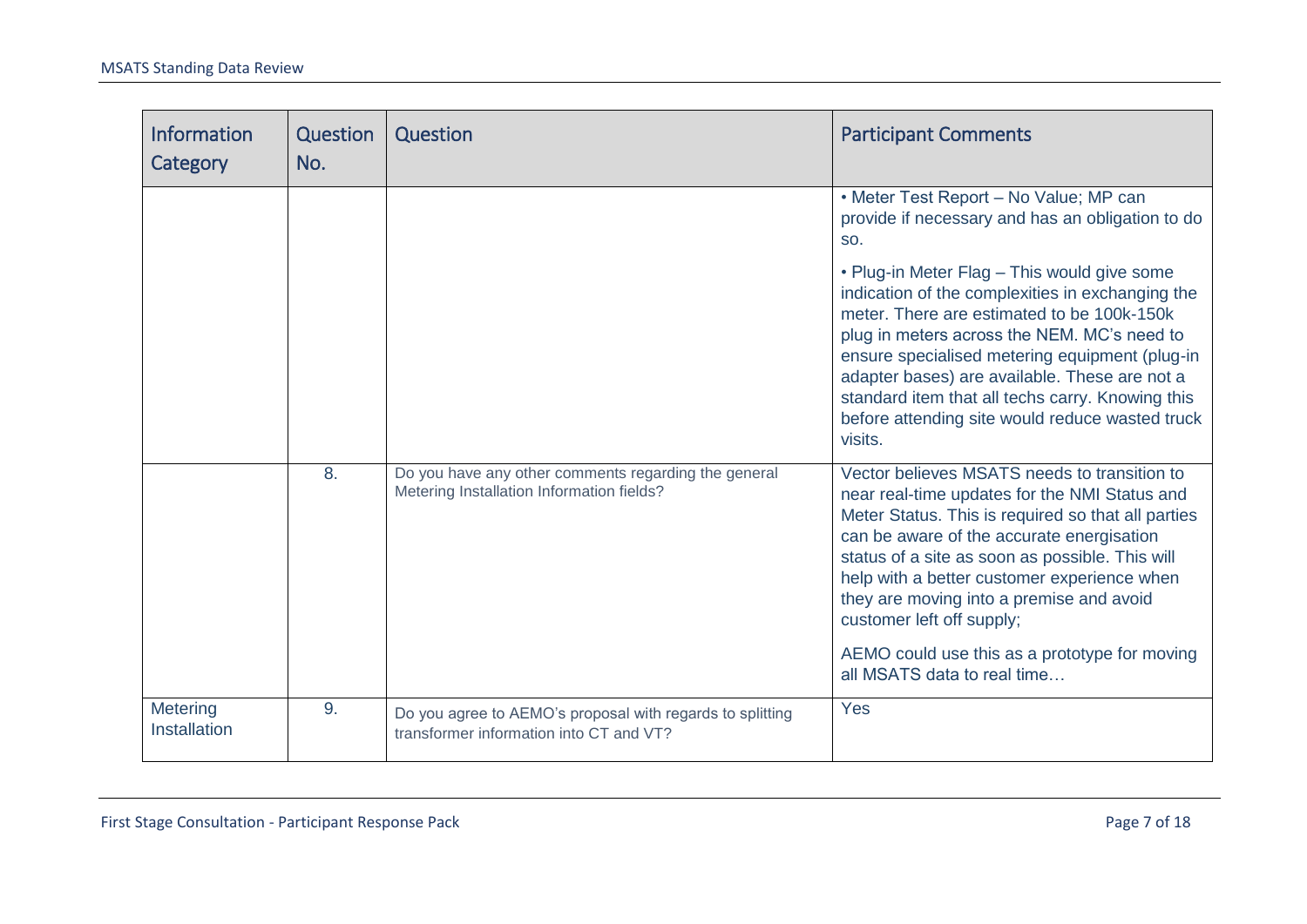| Information Category | Question No. | Question | Participant Comments |
|---|---|---|---|
| | | | • Meter Test Report – No Value; MP can provide if necessary and has an obligation to do so.<br><br>• Plug-in Meter Flag – This would give some indication of the complexities in exchanging the meter. There are estimated to be 100k-150k plug in meters across the NEM. MC's need to ensure specialised metering equipment (plug-in adapter bases) are available. These are not a standard item that all techs carry. Knowing this before attending site would reduce wasted truck visits. |
| | 8. | Do you have any other comments regarding the general Metering Installation Information fields? | Vector believes MSATS needs to transition to near real-time updates for the NMI Status and Meter Status. This is required so that all parties can be aware of the accurate energisation status of a site as soon as possible. This will help with a better customer experience when they are moving into a premise and avoid customer left off supply;<br><br>AEMO could use this as a prototype for moving all MSATS data to real time… |
| Metering Installation | 9. | Do you agree to AEMO's proposal with regards to splitting transformer information into CT and VT? | Yes |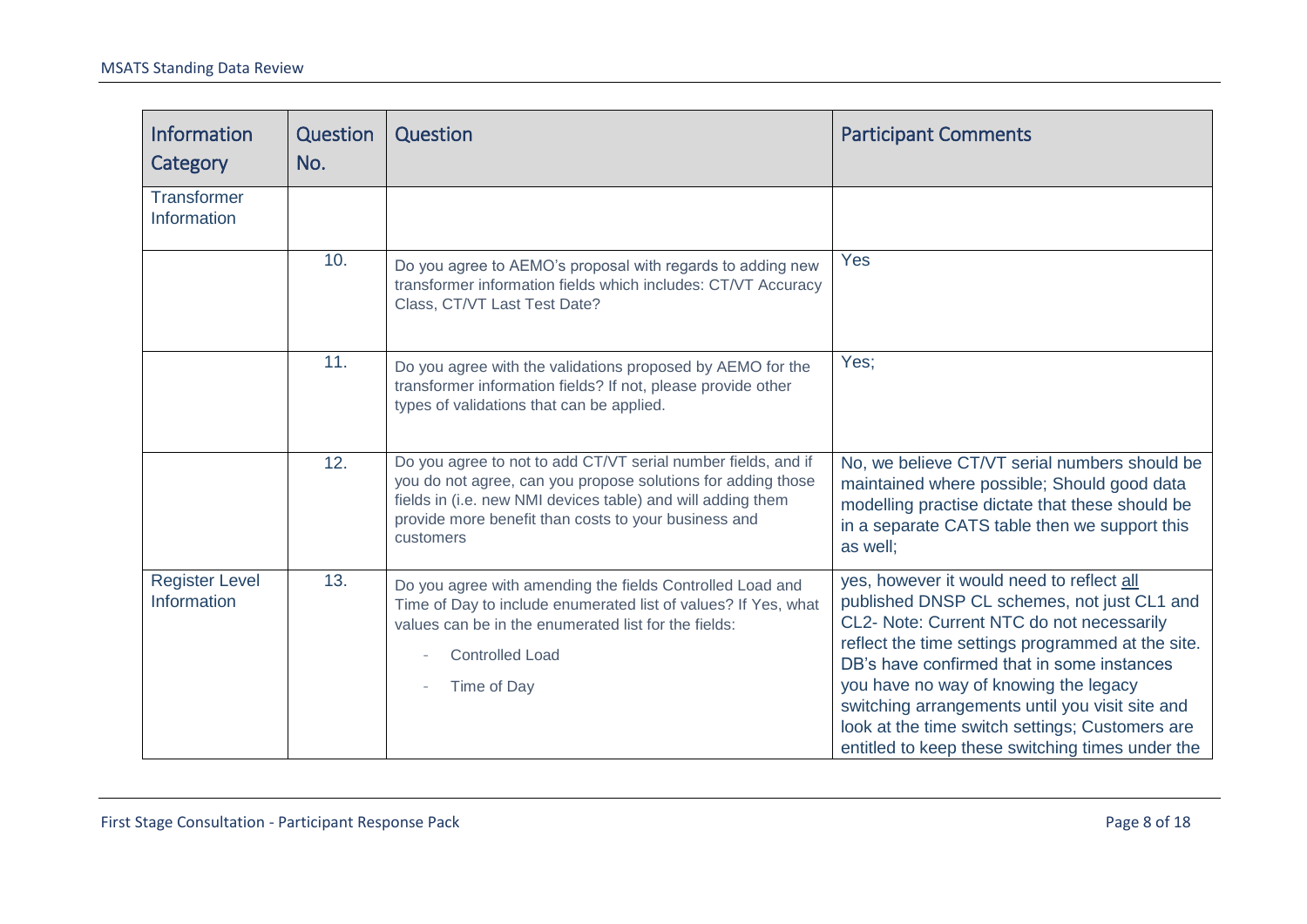| Information Category | Question No. | Question | Participant Comments |
|---|---|---|---|
| Transformer Information | | | |
| | 10. | Do you agree to AEMO's proposal with regards to adding new transformer information fields which includes: CT/VT Accuracy Class, CT/VT Last Test Date? | Yes |
| | 11. | Do you agree with the validations proposed by AEMO for the transformer information fields? If not, please provide other types of validations that can be applied. | Yes; |
| | 12. | Do you agree to not to add CT/VT serial number fields, and if you do not agree, can you propose solutions for adding those fields in (i.e. new NMI devices table) and will adding them provide more benefit than costs to your business and customers | No, we believe CT/VT serial numbers should be maintained where possible; Should good data modelling practise dictate that these should be in a separate CATS table then we support this as well; |
| Register Level Information | 13. | Do you agree with amending the fields Controlled Load and Time of Day to include enumerated list of values? If Yes, what values can be in the enumerated list for the fields: <br> - Controlled Load <br> - Time of Day | yes, however it would need to reflect all published DNSP CL schemes, not just CL1 and CL2- Note: Current NTC do not necessarily reflect the time settings programmed at the site. DB's have confirmed that in some instances you have no way of knowing the legacy switching arrangements until you visit site and look at the time switch settings; Customers are entitled to keep these switching times under the |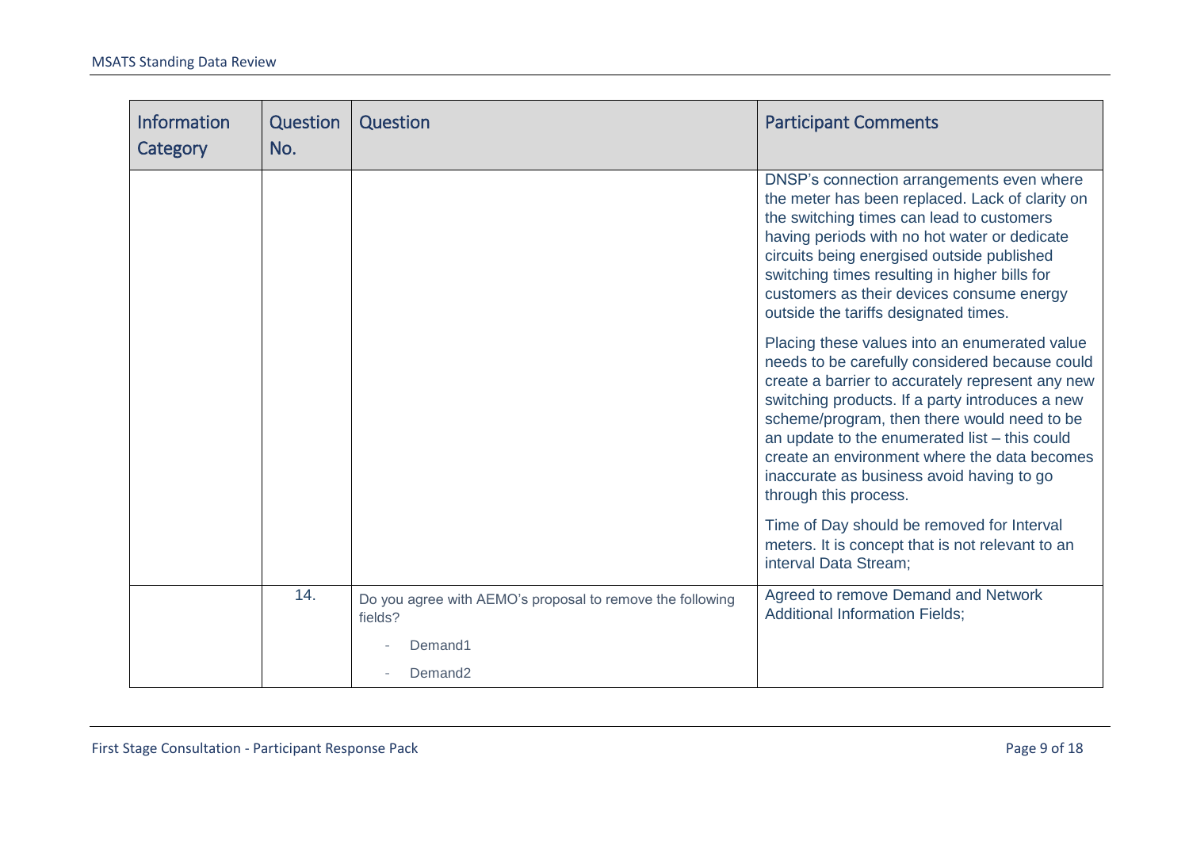| Information Category | Question No. | Question | Participant Comments |
| --- | --- | --- | --- |
| | | | DNSP's connection arrangements even where the meter has been replaced. Lack of clarity on the switching times can lead to customers having periods with no hot water or dedicate circuits being energised outside published switching times resulting in higher bills for customers as their devices consume energy outside the tariffs designated times.<br><br>Placing these values into an enumerated value needs to be carefully considered because could create a barrier to accurately represent any new switching products. If a party introduces a new scheme/program, then there would need to be an update to the enumerated list – this could create an environment where the data becomes inaccurate as business avoid having to go through this process.<br><br>Time of Day should be removed for Interval meters. It is concept that is not relevant to an interval Data Stream; |
| | 14. | Do you agree with AEMO's proposal to remove the following fields?<br>- Demand1<br>- Demand2 | Agreed to remove Demand and Network Additional Information Fields; |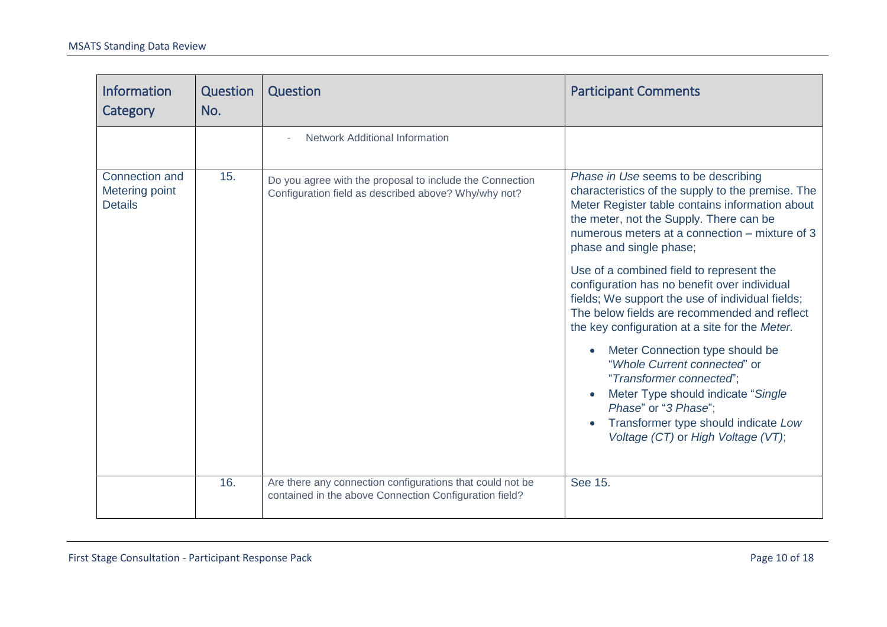| Information Category | Question No. | Question | Participant Comments |
| --- | --- | --- | --- |
| | | - Network Additional Information | |
| Connection and Metering point Details | 15. | Do you agree with the proposal to include the Connection Configuration field as described above? Why/why not? | *Phase in Use* seems to be describing characteristics of the supply to the premise. The Meter Register table contains information about the meter, not the Supply. There can be numerous meters at a connection – mixture of 3 phase and single phase;<br><br>Use of a combined field to represent the configuration has no benefit over individual fields; We support the use of individual fields; The below fields are recommended and reflect the key configuration at a site for the *Meter.*<br><br>• Meter Connection type should be "*Whole Current connected*" or "*Transformer connected*";<br>• Meter Type should indicate "*Single Phase*" or "*3 Phase*";<br>• Transformer type should indicate *Low Voltage (CT)* or *High Voltage (VT)*; |
| | 16. | Are there any connection configurations that could not be contained in the above Connection Configuration field? | See 15. |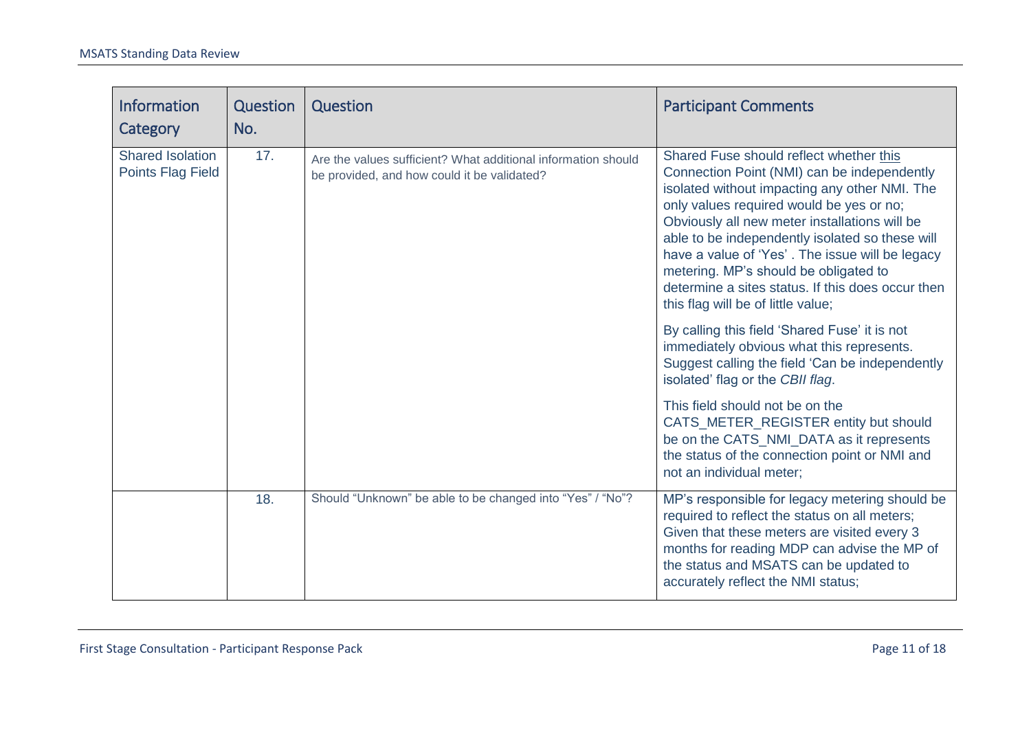| Information Category | Question No. | Question | Participant Comments |
|---|---|---|---|
| Shared Isolation Points Flag Field | 17. | Are the values sufficient? What additional information should be provided, and how could it be validated? | Shared Fuse should reflect whether this Connection Point (NMI) can be independently isolated without impacting any other NMI. The only values required would be yes or no; Obviously all new meter installations will be able to be independently isolated so these will have a value of 'Yes' . The issue will be legacy metering. MP's should be obligated to determine a sites status. If this does occur then this flag will be of little value;<br><br>By calling this field 'Shared Fuse' it is not immediately obvious what this represents. Suggest calling the field 'Can be independently isolated' flag or the *CBII flag*.<br><br>This field should not be on the CATS_METER_REGISTER entity but should be on the CATS_NMI_DATA as it represents the status of the connection point or NMI and not an individual meter; |
| | 18. | Should "Unknown" be able to be changed into "Yes" / "No"? | MP's responsible for legacy metering should be required to reflect the status on all meters; Given that these meters are visited every 3 months for reading MDP can advise the MP of the status and MSATS can be updated to accurately reflect the NMI status; |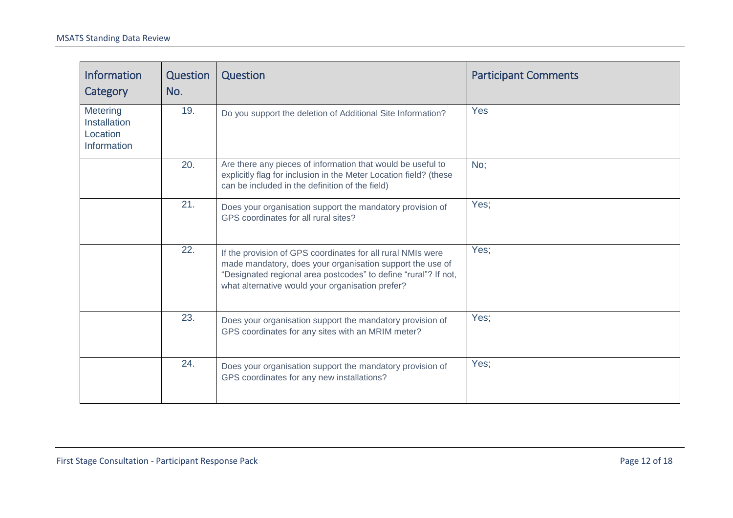| Information Category | Question No. | Question | Participant Comments |
|---|---|---|---|
| Metering Installation Location Information | 19. | Do you support the deletion of Additional Site Information? | Yes |
| | 20. | Are there any pieces of information that would be useful to explicitly flag for inclusion in the Meter Location field? (these can be included in the definition of the field) | No; |
| | 21. | Does your organisation support the mandatory provision of GPS coordinates for all rural sites? | Yes; |
| | 22. | If the provision of GPS coordinates for all rural NMIs were made mandatory, does your organisation support the use of "Designated regional area postcodes" to define "rural"? If not, what alternative would your organisation prefer? | Yes; |
| | 23. | Does your organisation support the mandatory provision of GPS coordinates for any sites with an MRIM meter? | Yes; |
| | 24. | Does your organisation support the mandatory provision of GPS coordinates for any new installations? | Yes; |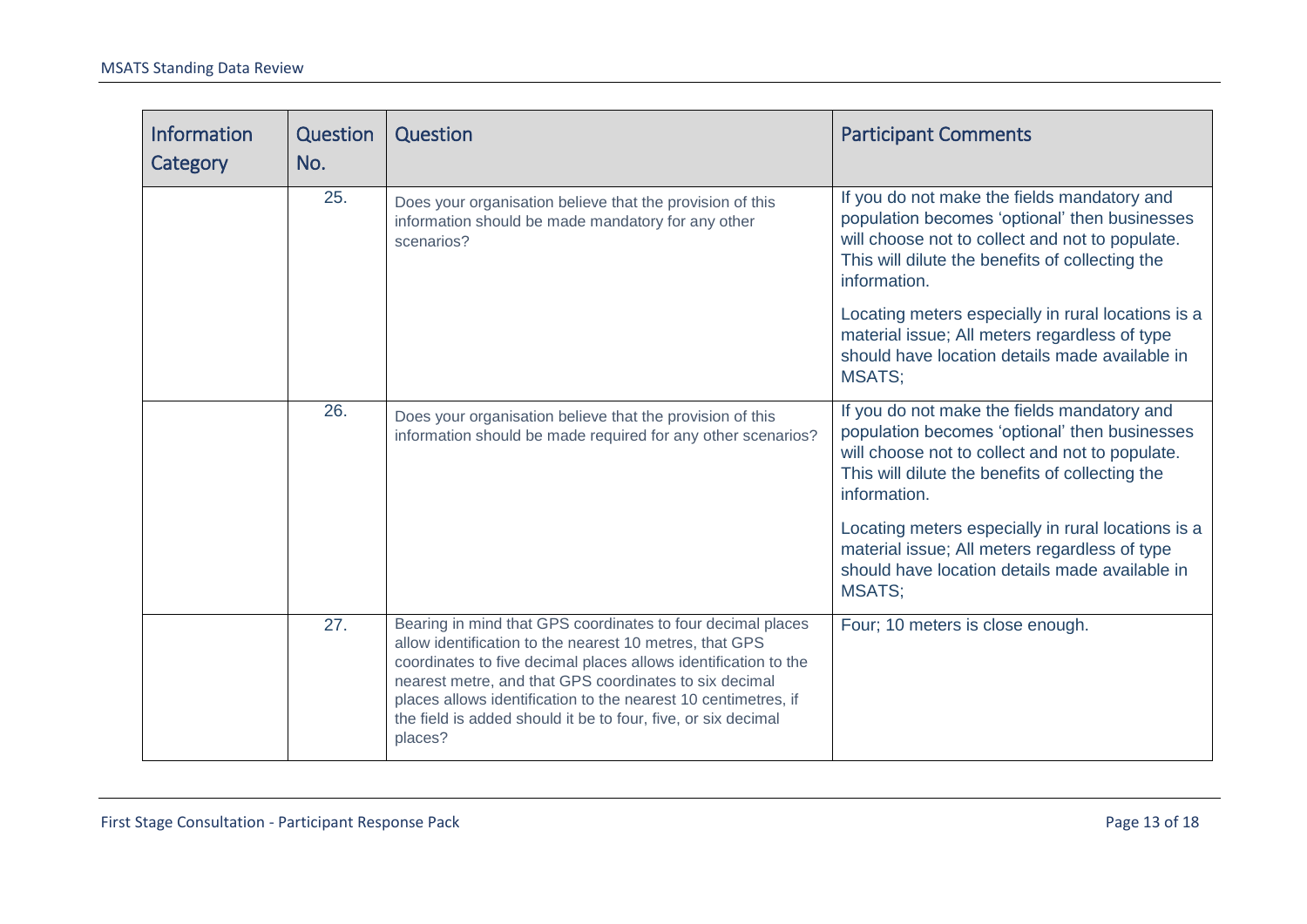| Information Category | Question No. | Question | Participant Comments |
|---|---|---|---|
| | 25. | Does your organisation believe that the provision of this information should be made mandatory for any other scenarios? | If you do not make the fields mandatory and population becomes 'optional' then businesses will choose not to collect and not to populate. This will dilute the benefits of collecting the information.<br><br>Locating meters especially in rural locations is a material issue; All meters regardless of type should have location details made available in MSATS; |
| | 26. | Does your organisation believe that the provision of this information should be made required for any other scenarios? | If you do not make the fields mandatory and population becomes 'optional' then businesses will choose not to collect and not to populate. This will dilute the benefits of collecting the information.<br><br>Locating meters especially in rural locations is a material issue; All meters regardless of type should have location details made available in MSATS; |
| | 27. | Bearing in mind that GPS coordinates to four decimal places allow identification to the nearest 10 metres, that GPS coordinates to five decimal places allows identification to the nearest metre, and that GPS coordinates to six decimal places allows identification to the nearest 10 centimetres, if the field is added should it be to four, five, or six decimal places? | Four; 10 meters is close enough. |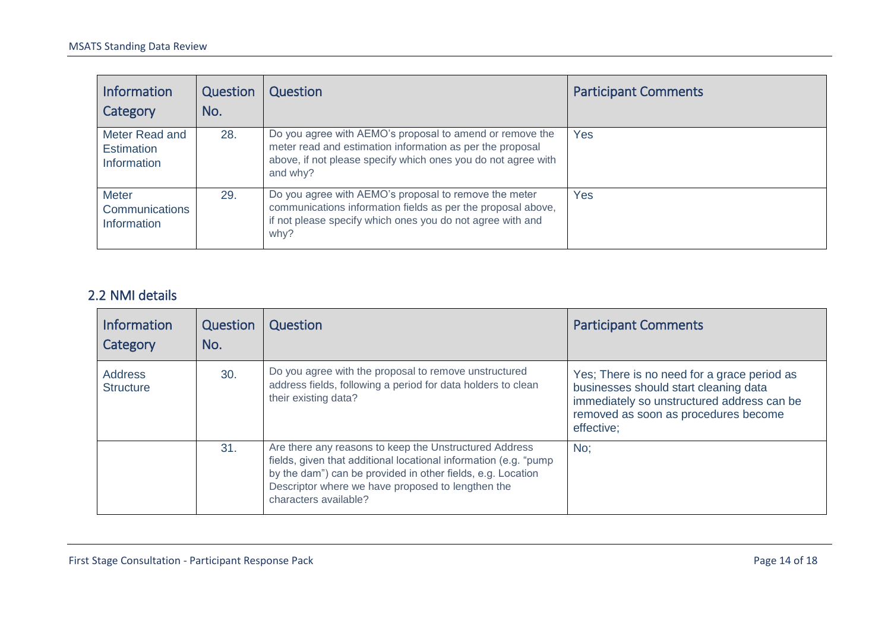| Information Category | Question No. | Question | Participant Comments |
| --- | --- | --- | --- |
| Meter Read and Estimation Information | 28. | Do you agree with AEMO's proposal to amend or remove the meter read and estimation information as per the proposal above, if not please specify which ones you do not agree with and why? | Yes |
| Meter Communications Information | 29. | Do you agree with AEMO's proposal to remove the meter communications information fields as per the proposal above, if not please specify which ones you do not agree with and why? | Yes |

## 2.2 NMI details

| Information Category | Question No. | Question | Participant Comments |
| --- | --- | --- | --- |
| Address Structure | 30. | Do you agree with the proposal to remove unstructured address fields, following a period for data holders to clean their existing data? | Yes; There is no need for a grace period as businesses should start cleaning data immediately so unstructured address can be removed as soon as procedures become effective; |
| | 31. | Are there any reasons to keep the Unstructured Address fields, given that additional locational information (e.g. "pump by the dam") can be provided in other fields, e.g. Location Descriptor where we have proposed to lengthen the characters available? | No; |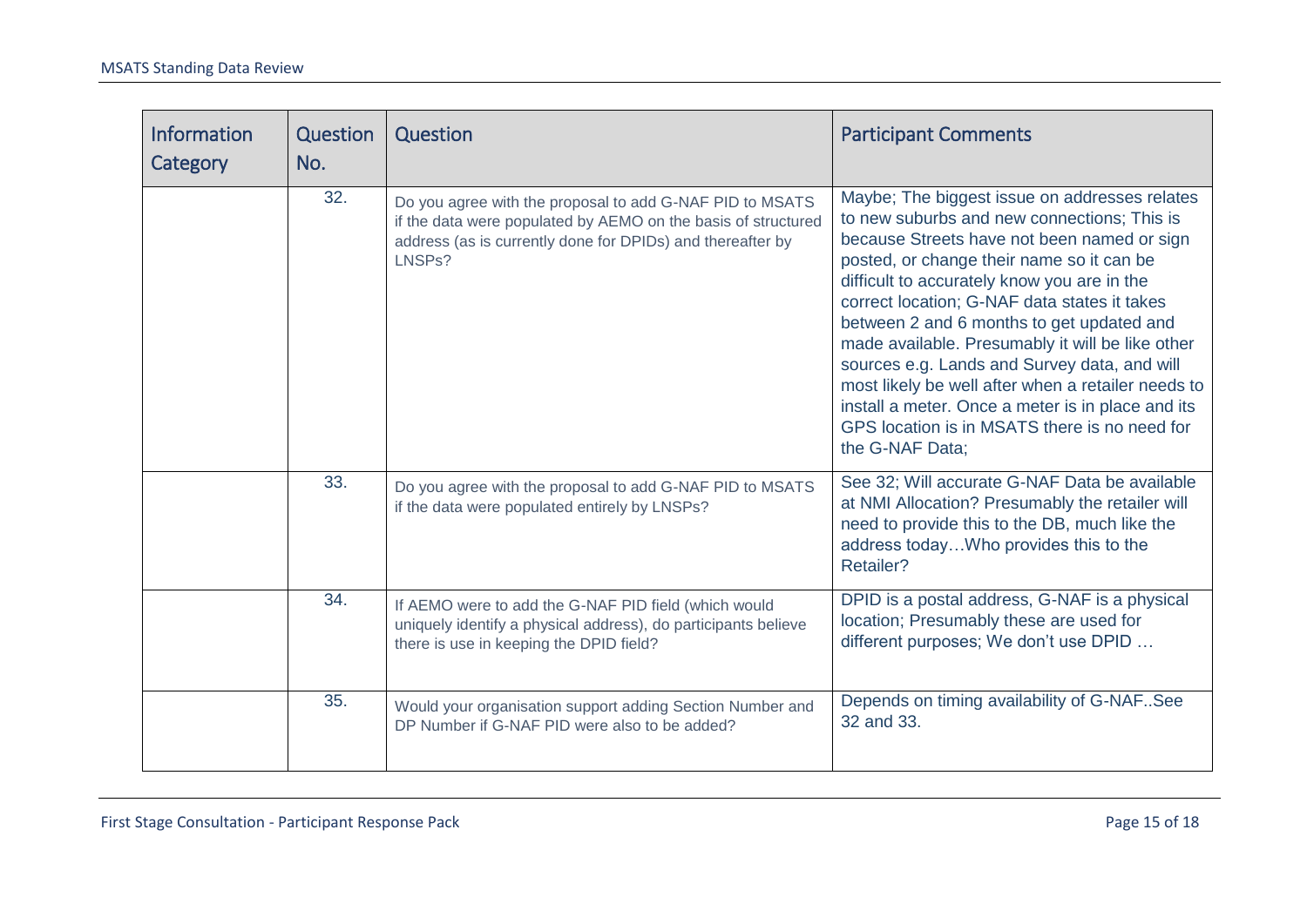| Information Category | Question No. | Question | Participant Comments |
|---|---|---|---|
| | 32. | Do you agree with the proposal to add G-NAF PID to MSATS if the data were populated by AEMO on the basis of structured address (as is currently done for DPIDs) and thereafter by LNSPs? | Maybe; The biggest issue on addresses relates to new suburbs and new connections; This is because Streets have not been named or sign posted, or change their name so it can be difficult to accurately know you are in the correct location; G-NAF data states it takes between 2 and 6 months to get updated and made available. Presumably it will be like other sources e.g. Lands and Survey data, and will most likely be well after when a retailer needs to install a meter. Once a meter is in place and its GPS location is in MSATS there is no need for the G-NAF Data; |
| | 33. | Do you agree with the proposal to add G-NAF PID to MSATS if the data were populated entirely by LNSPs? | See 32; Will accurate G-NAF Data be available at NMI Allocation? Presumably the retailer will need to provide this to the DB, much like the address today…Who provides this to the Retailer? |
| | 34. | If AEMO were to add the G-NAF PID field (which would uniquely identify a physical address), do participants believe there is use in keeping the DPID field? | DPID is a postal address, G-NAF is a physical location; Presumably these are used for different purposes; We don't use DPID … |
| | 35. | Would your organisation support adding Section Number and DP Number if G-NAF PID were also to be added? | Depends on timing availability of G-NAF..See 32 and 33. |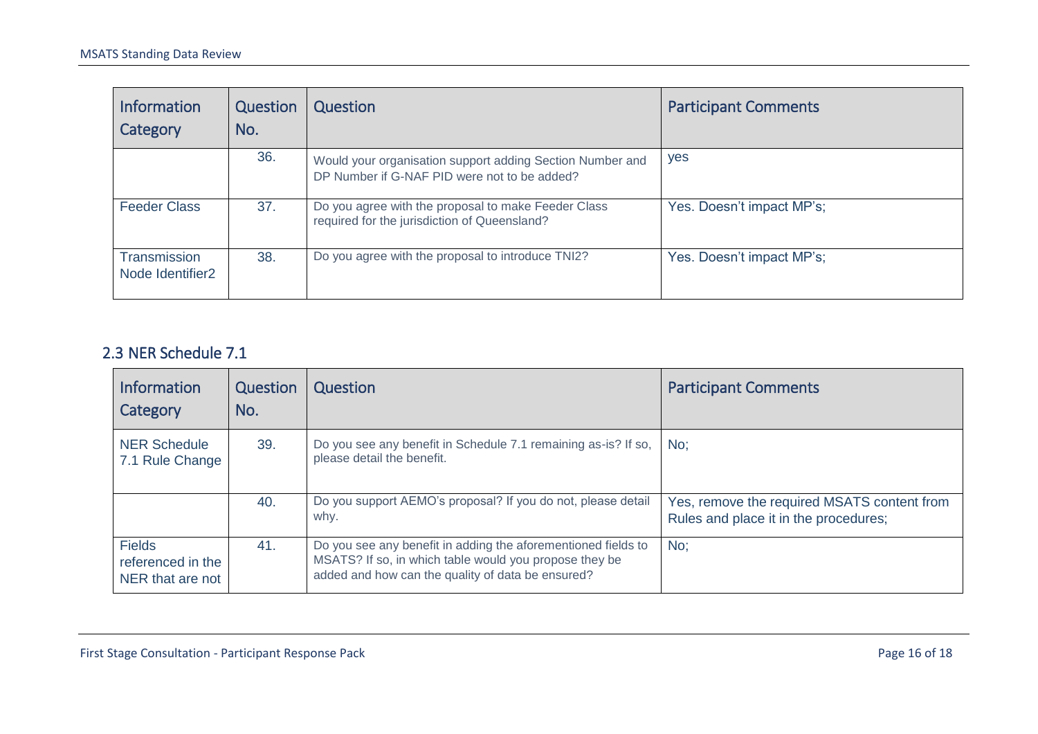| Information Category | Question No. | Question | Participant Comments |
| --- | --- | --- | --- |
| | 36. | Would your organisation support adding Section Number and DP Number if G-NAF PID were not to be added? | yes |
| Feeder Class | 37. | Do you agree with the proposal to make Feeder Class required for the jurisdiction of Queensland? | Yes. Doesn't impact MP's; |
| Transmission Node Identifier2 | 38. | Do you agree with the proposal to introduce TNI2? | Yes. Doesn't impact MP's; |

## 2.3 NER Schedule 7.1

| Information Category | Question No. | Question | Participant Comments |
| --- | --- | --- | --- |
| NER Schedule 7.1 Rule Change | 39. | Do you see any benefit in Schedule 7.1 remaining as-is? If so, please detail the benefit. | No; |
| | 40. | Do you support AEMO's proposal? If you do not, please detail why. | Yes, remove the required MSATS content from Rules and place it in the procedures; |
| Fields referenced in the NER that are not | 41. | Do you see any benefit in adding the aforementioned fields to MSATS? If so, in which table would you propose they be added and how can the quality of data be ensured? | No; |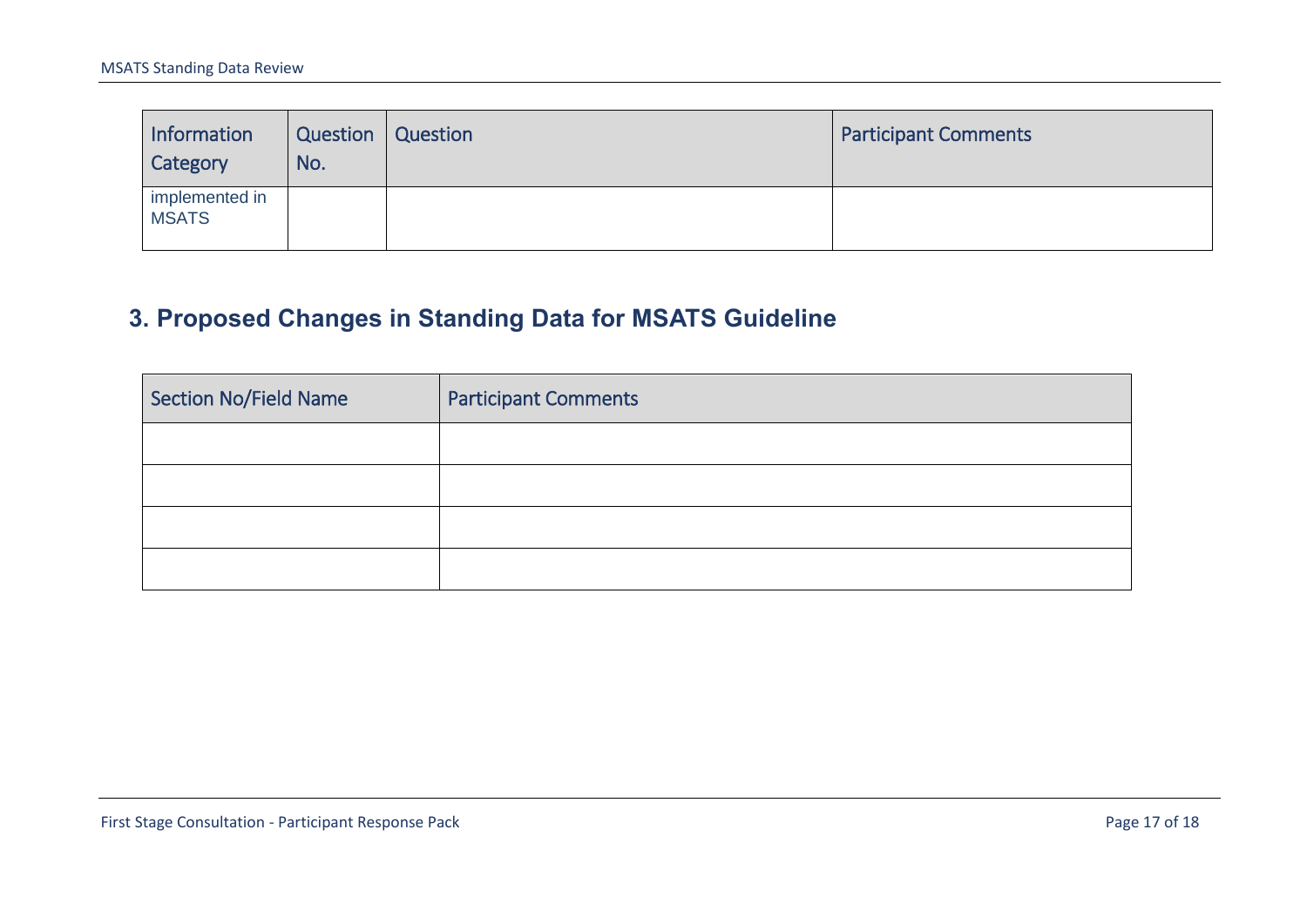| Information Category | Question No. | Question | Participant Comments |
|---|---|---|---|
| implemented in MSATS | | | |

## 3. Proposed Changes in Standing Data for MSATS Guideline

| Section No/Field Name | Participant Comments |
|---|---|
| | |
| | |
| | |
| | |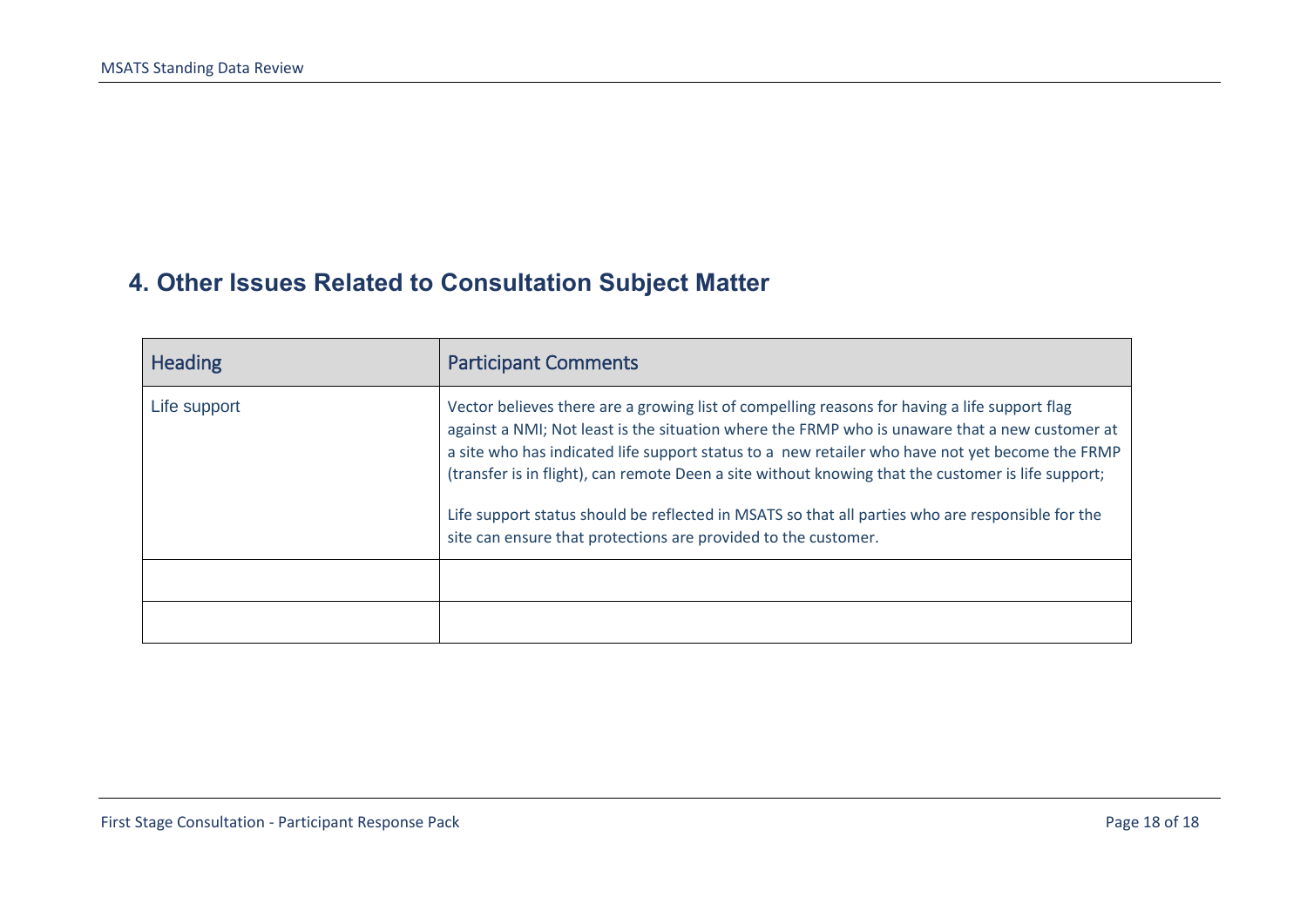## 4. Other Issues Related to Consultation Subject Matter

| Heading | Participant Comments |
|---|---|
| Life support | Vector believes there are a growing list of compelling reasons for having a life support flag against a NMI; Not least is the situation where the FRMP who is unaware that a new customer at a site who has indicated life support status to a new retailer who have not yet become the FRMP (transfer is in flight), can remote Deen a site without knowing that the customer is life support;<br><br>Life support status should be reflected in MSATS so that all parties who are responsible for the site can ensure that protections are provided to the customer. |
| | |
| | |